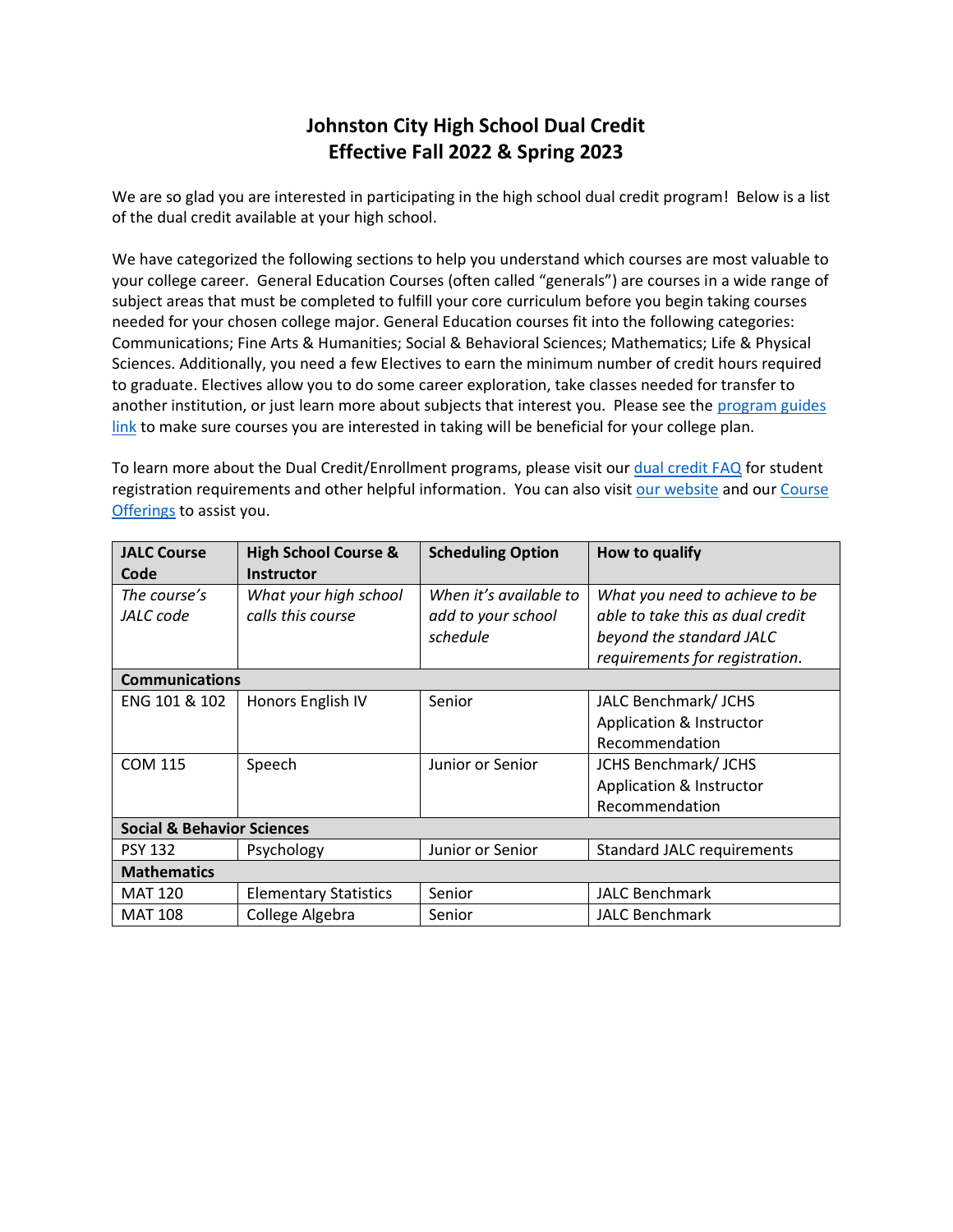# Johnston City High School Dual Credit
## Effective Fall 2022 & Spring 2023

We are so glad you are interested in participating in the high school dual credit program! Below is a list of the dual credit available at your high school.

We have categorized the following sections to help you understand which courses are most valuable to your college career. General Education Courses (often called "generals") are courses in a wide range of subject areas that must be completed to fulfill your core curriculum before you begin taking courses needed for your chosen college major. General Education courses fit into the following categories: Communications; Fine Arts & Humanities; Social & Behavioral Sciences; Mathematics; Life & Physical Sciences. Additionally, you need a few Electives to earn the minimum number of credit hours required to graduate. Electives allow you to do some career exploration, take classes needed for transfer to another institution, or just learn more about subjects that interest you. Please see the program guides link to make sure courses you are interested in taking will be beneficial for your college plan.

To learn more about the Dual Credit/Enrollment programs, please visit our dual credit FAQ for student registration requirements and other helpful information. You can also visit our website and our Course Offerings to assist you.

| JALC Course Code | High School Course & Instructor | Scheduling Option | How to qualify |
|---|---|---|---|
| *The course's JALC code* | *What your high school calls this course* | *When it's available to add to your school schedule* | *What you need to achieve to be able to take this as dual credit beyond the standard JALC requirements for registration.* |
| **Communications** | | | |
| ENG 101 & 102 | Honors English IV | Senior | JALC Benchmark/ JCHS Application & Instructor Recommendation |
| COM 115 | Speech | Junior or Senior | JCHS Benchmark/ JCHS Application & Instructor Recommendation |
| **Social & Behavior Sciences** | | | |
| PSY 132 | Psychology | Junior or Senior | Standard JALC requirements |
| **Mathematics** | | | |
| MAT 120 | Elementary Statistics | Senior | JALC Benchmark |
| MAT 108 | College Algebra | Senior | JALC Benchmark |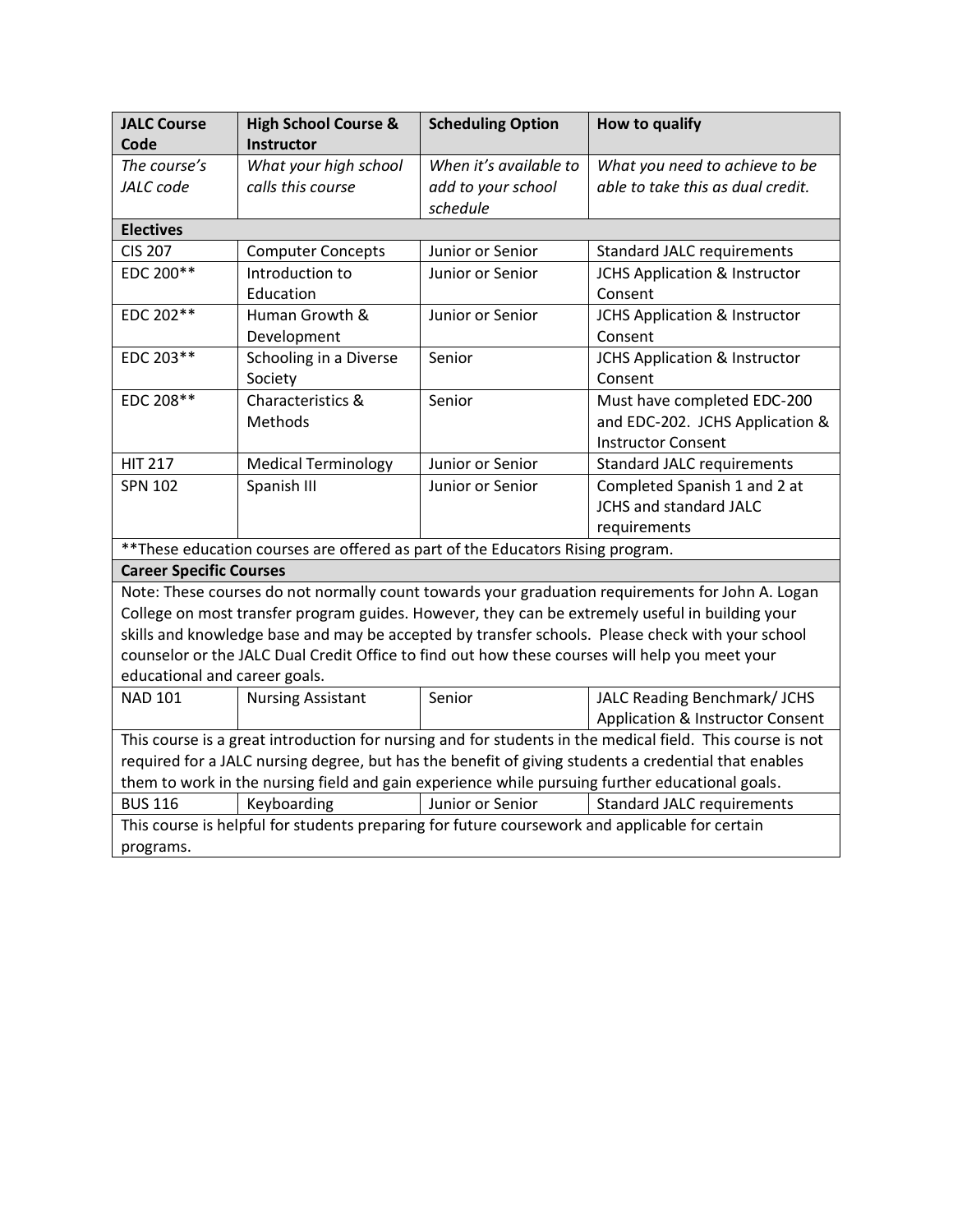| **JALC Course Code** | **High School Course & Instructor** | **Scheduling Option** | **How to qualify** |
|---|---|---|---|
| *The course's JALC code* | *What your high school calls this course* | *When it's available to add to your school schedule* | *What you need to achieve to be able to take this as dual credit.* |
| **Electives** | | | |
| CIS 207 | Computer Concepts | Junior or Senior | Standard JALC requirements |
| EDC 200** | Introduction to Education | Junior or Senior | JCHS Application & Instructor Consent |
| EDC 202** | Human Growth & Development | Junior or Senior | JCHS Application & Instructor Consent |
| EDC 203** | Schooling in a Diverse Society | Senior | JCHS Application & Instructor Consent |
| EDC 208** | Characteristics & Methods | Senior | Must have completed EDC-200 and EDC-202. JCHS Application & Instructor Consent |
| HIT 217 | Medical Terminology | Junior or Senior | Standard JALC requirements |
| SPN 102 | Spanish III | Junior or Senior | Completed Spanish 1 and 2 at JCHS and standard JALC requirements |
| **These education courses are offered as part of the Educators Rising program. | | | |
| **Career Specific Courses** | | | |
| Note: These courses do not normally count towards your graduation requirements for John A. Logan College on most transfer program guides. However, they can be extremely useful in building your skills and knowledge base and may be accepted by transfer schools. Please check with your school counselor or the JALC Dual Credit Office to find out how these courses will help you meet your educational and career goals. | | | |
| NAD 101 | Nursing Assistant | Senior | JALC Reading Benchmark/ JCHS Application & Instructor Consent |
| This course is a great introduction for nursing and for students in the medical field. This course is not required for a JALC nursing degree, but has the benefit of giving students a credential that enables them to work in the nursing field and gain experience while pursuing further educational goals. | | | |
| BUS 116 | Keyboarding | Junior or Senior | Standard JALC requirements |
| This course is helpful for students preparing for future coursework and applicable for certain programs. | | | |